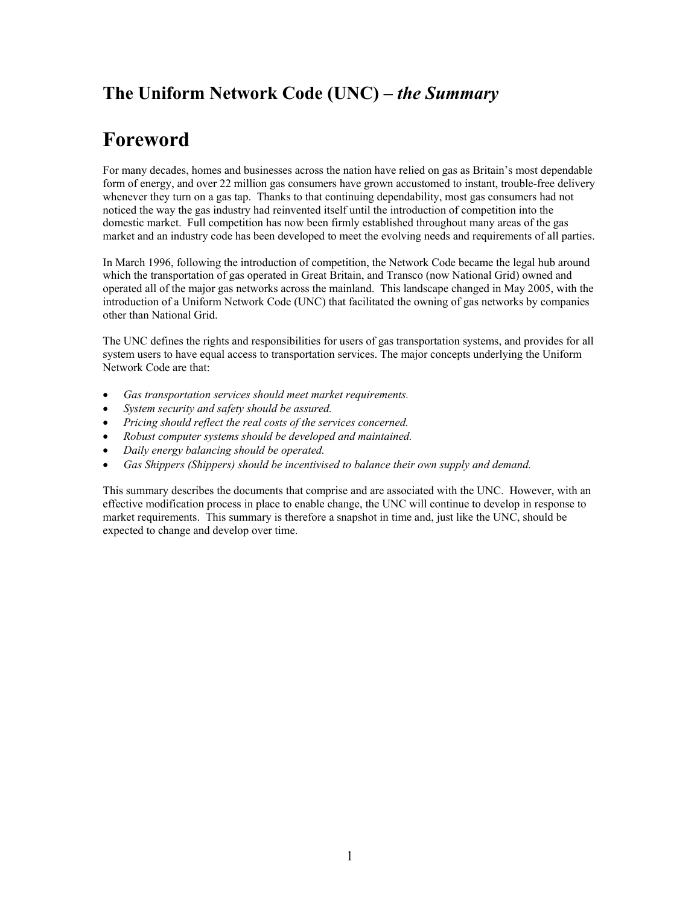## The Uniform Network Code (UNC) – *the Summary*

# Foreword

For many decades, homes and businesses across the nation have relied on gas as Britain's most dependable form of energy, and over 22 million gas consumers have grown accustomed to instant, trouble-free delivery whenever they turn on a gas tap. Thanks to that continuing dependability, most gas consumers had not noticed the way the gas industry had reinvented itself until the introduction of competition into the domestic market. Full competition has now been firmly established throughout many areas of the gas market and an industry code has been developed to meet the evolving needs and requirements of all parties.

In March 1996, following the introduction of competition, the Network Code became the legal hub around which the transportation of gas operated in Great Britain, and Transco (now National Grid) owned and operated all of the major gas networks across the mainland. This landscape changed in May 2005, with the introduction of a Uniform Network Code (UNC) that facilitated the owning of gas networks by companies other than National Grid.

The UNC defines the rights and responsibilities for users of gas transportation systems, and provides for all system users to have equal access to transportation services. The major concepts underlying the Uniform Network Code are that:

- *Gas transportation services should meet market requirements.*
- *System security and safety should be assured.*
- *Pricing should reflect the real costs of the services concerned.*
- *Robust computer systems should be developed and maintained.*
- *Daily energy balancing should be operated.*
- *Gas Shippers (Shippers) should be incentivised to balance their own supply and demand.*

This summary describes the documents that comprise and are associated with the UNC. However, with an effective modification process in place to enable change, the UNC will continue to develop in response to market requirements. This summary is therefore a snapshot in time and, just like the UNC, should be expected to change and develop over time.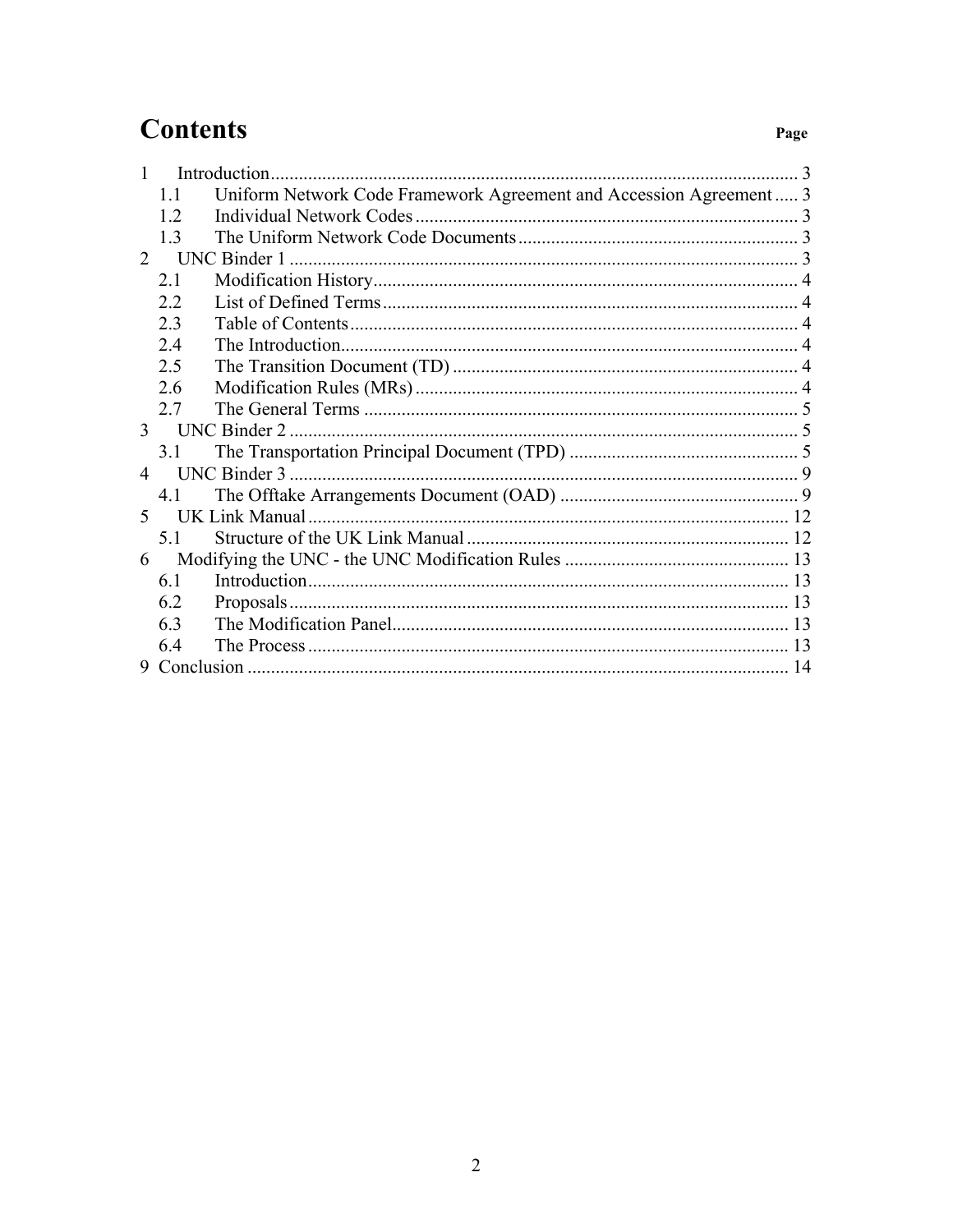# Contents

Page

1 Introduction ..... 3
  1.1 Uniform Network Code Framework Agreement and Accession Agreement ..... 3
  1.2 Individual Network Codes ..... 3
  1.3 The Uniform Network Code Documents ..... 3
2 UNC Binder 1 ..... 3
  2.1 Modification History ..... 4
  2.2 List of Defined Terms ..... 4
  2.3 Table of Contents ..... 4
  2.4 The Introduction ..... 4
  2.5 The Transition Document (TD) ..... 4
  2.6 Modification Rules (MRs) ..... 4
  2.7 The General Terms ..... 5
3 UNC Binder 2 ..... 5
  3.1 The Transportation Principal Document (TPD) ..... 5
4 UNC Binder 3 ..... 9
  4.1 The Offtake Arrangements Document (OAD) ..... 9
5 UK Link Manual ..... 12
  5.1 Structure of the UK Link Manual ..... 12
6 Modifying the UNC - the UNC Modification Rules ..... 13
  6.1 Introduction ..... 13
  6.2 Proposals ..... 13
  6.3 The Modification Panel ..... 13
  6.4 The Process ..... 13
9 Conclusion ..... 14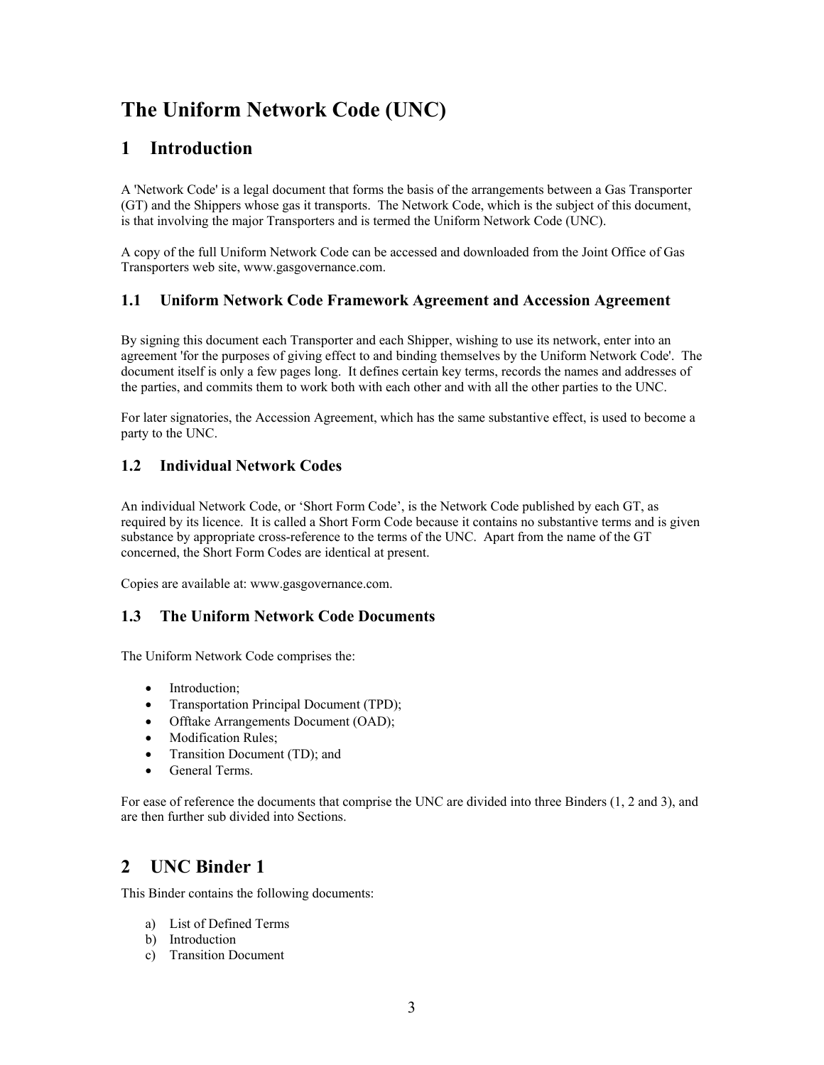# The Uniform Network Code (UNC)

## 1 Introduction

A 'Network Code' is a legal document that forms the basis of the arrangements between a Gas Transporter (GT) and the Shippers whose gas it transports. The Network Code, which is the subject of this document, is that involving the major Transporters and is termed the Uniform Network Code (UNC).

A copy of the full Uniform Network Code can be accessed and downloaded from the Joint Office of Gas Transporters web site, www.gasgovernance.com.

### 1.1 Uniform Network Code Framework Agreement and Accession Agreement

By signing this document each Transporter and each Shipper, wishing to use its network, enter into an agreement 'for the purposes of giving effect to and binding themselves by the Uniform Network Code'. The document itself is only a few pages long. It defines certain key terms, records the names and addresses of the parties, and commits them to work both with each other and with all the other parties to the UNC.

For later signatories, the Accession Agreement, which has the same substantive effect, is used to become a party to the UNC.

### 1.2 Individual Network Codes

An individual Network Code, or 'Short Form Code', is the Network Code published by each GT, as required by its licence. It is called a Short Form Code because it contains no substantive terms and is given substance by appropriate cross-reference to the terms of the UNC. Apart from the name of the GT concerned, the Short Form Codes are identical at present.

Copies are available at: www.gasgovernance.com.

### 1.3 The Uniform Network Code Documents

The Uniform Network Code comprises the:

- Introduction;
- Transportation Principal Document (TPD);
- Offtake Arrangements Document (OAD);
- Modification Rules;
- Transition Document (TD); and
- General Terms.

For ease of reference the documents that comprise the UNC are divided into three Binders (1, 2 and 3), and are then further sub divided into Sections.

## 2 UNC Binder 1

This Binder contains the following documents:

a) List of Defined Terms
b) Introduction
c) Transition Document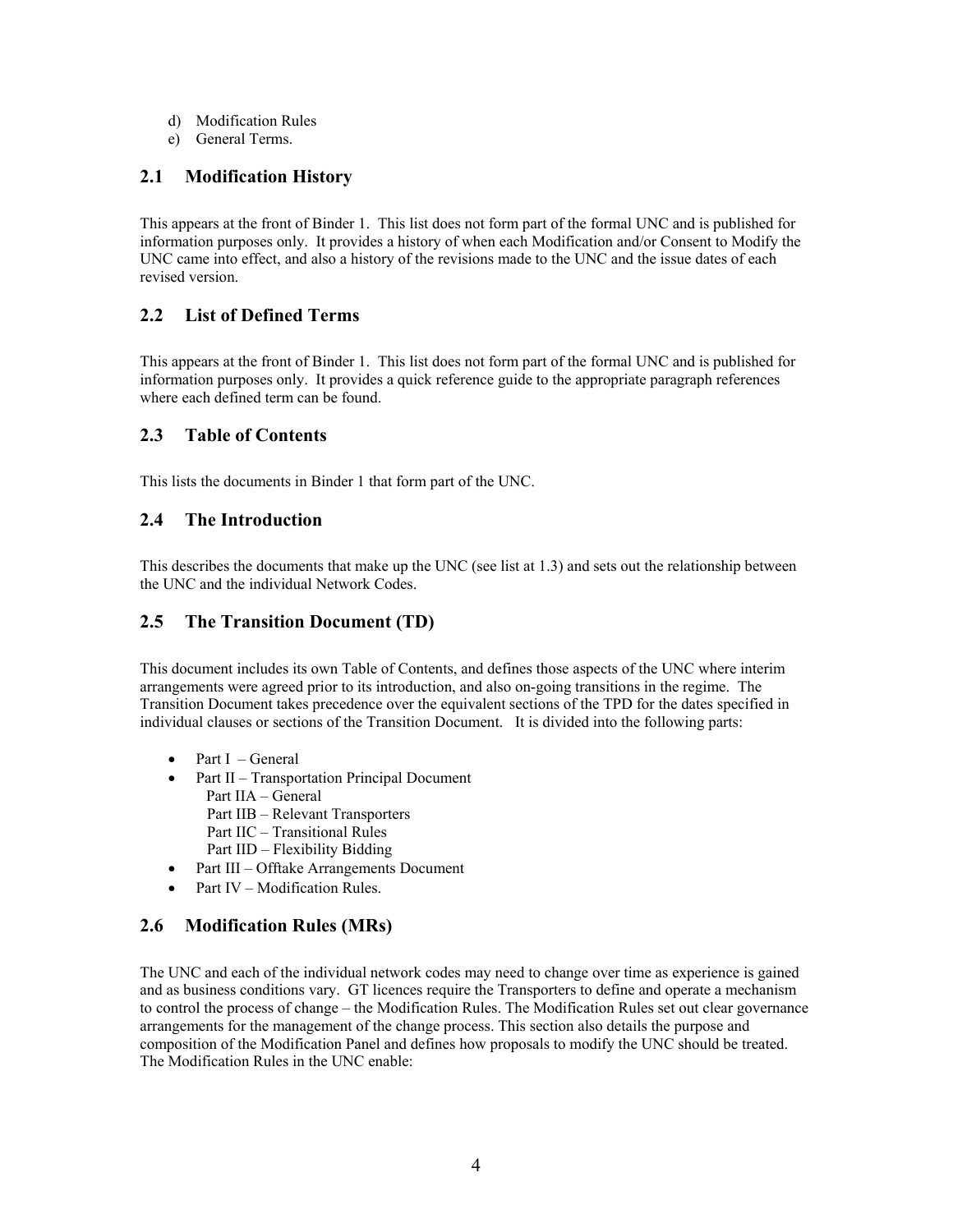d) Modification Rules
e) General Terms.

## 2.1 Modification History

This appears at the front of Binder 1. This list does not form part of the formal UNC and is published for information purposes only. It provides a history of when each Modification and/or Consent to Modify the UNC came into effect, and also a history of the revisions made to the UNC and the issue dates of each revised version.

## 2.2 List of Defined Terms

This appears at the front of Binder 1. This list does not form part of the formal UNC and is published for information purposes only. It provides a quick reference guide to the appropriate paragraph references where each defined term can be found.

## 2.3 Table of Contents

This lists the documents in Binder 1 that form part of the UNC.

## 2.4 The Introduction

This describes the documents that make up the UNC (see list at 1.3) and sets out the relationship between the UNC and the individual Network Codes.

## 2.5 The Transition Document (TD)

This document includes its own Table of Contents, and defines those aspects of the UNC where interim arrangements were agreed prior to its introduction, and also on-going transitions in the regime. The Transition Document takes precedence over the equivalent sections of the TPD for the dates specified in individual clauses or sections of the Transition Document. It is divided into the following parts:

- Part I – General
- Part II – Transportation Principal Document
  - Part IIA – General
  - Part IIB – Relevant Transporters
  - Part IIC – Transitional Rules
  - Part IID – Flexibility Bidding
- Part III – Offtake Arrangements Document
- Part IV – Modification Rules.

## 2.6 Modification Rules (MRs)

The UNC and each of the individual network codes may need to change over time as experience is gained and as business conditions vary. GT licences require the Transporters to define and operate a mechanism to control the process of change – the Modification Rules. The Modification Rules set out clear governance arrangements for the management of the change process. This section also details the purpose and composition of the Modification Panel and defines how proposals to modify the UNC should be treated. The Modification Rules in the UNC enable: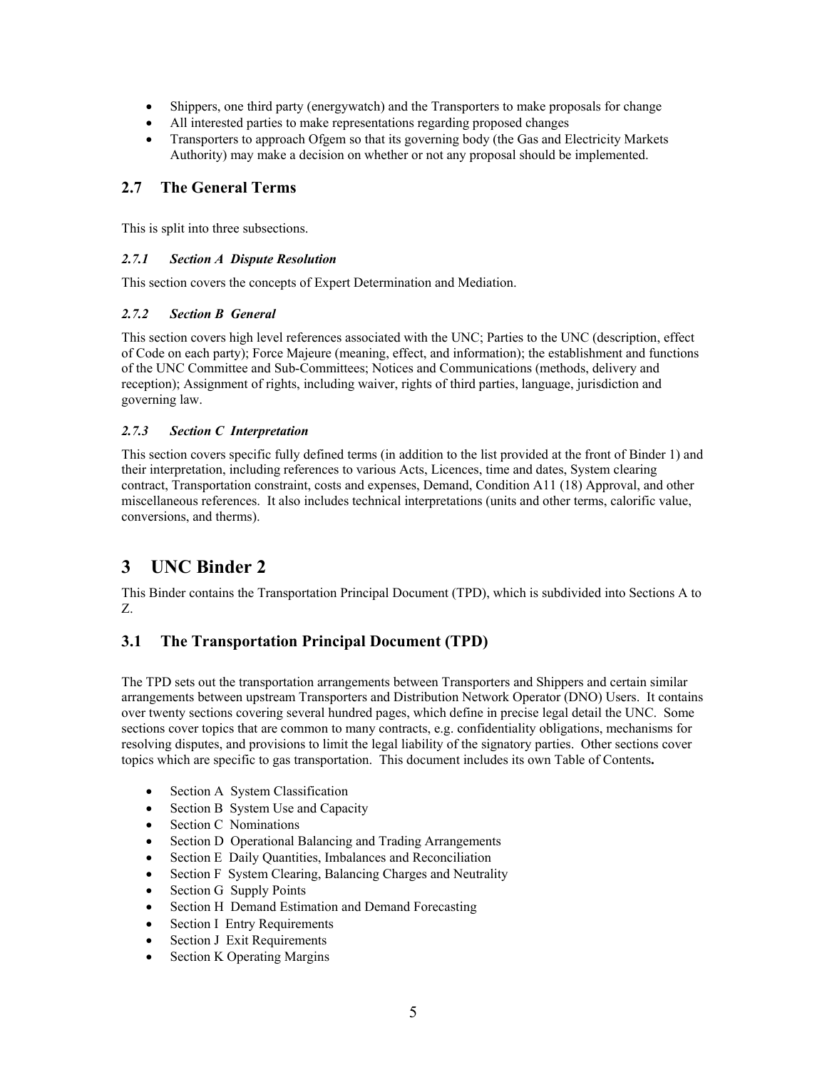- Shippers, one third party (energywatch) and the Transporters to make proposals for change
- All interested parties to make representations regarding proposed changes
- Transporters to approach Ofgem so that its governing body (the Gas and Electricity Markets Authority) may make a decision on whether or not any proposal should be implemented.

## 2.7 The General Terms

This is split into three subsections.

### *2.7.1 Section A Dispute Resolution*

This section covers the concepts of Expert Determination and Mediation.

### *2.7.2 Section B General*

This section covers high level references associated with the UNC; Parties to the UNC (description, effect of Code on each party); Force Majeure (meaning, effect, and information); the establishment and functions of the UNC Committee and Sub-Committees; Notices and Communications (methods, delivery and reception); Assignment of rights, including waiver, rights of third parties, language, jurisdiction and governing law.

### *2.7.3 Section C Interpretation*

This section covers specific fully defined terms (in addition to the list provided at the front of Binder 1) and their interpretation, including references to various Acts, Licences, time and dates, System clearing contract, Transportation constraint, costs and expenses, Demand, Condition A11 (18) Approval, and other miscellaneous references. It also includes technical interpretations (units and other terms, calorific value, conversions, and therms).

# 3 UNC Binder 2

This Binder contains the Transportation Principal Document (TPD), which is subdivided into Sections A to Z.

## 3.1 The Transportation Principal Document (TPD)

The TPD sets out the transportation arrangements between Transporters and Shippers and certain similar arrangements between upstream Transporters and Distribution Network Operator (DNO) Users. It contains over twenty sections covering several hundred pages, which define in precise legal detail the UNC. Some sections cover topics that are common to many contracts, e.g. confidentiality obligations, mechanisms for resolving disputes, and provisions to limit the legal liability of the signatory parties. Other sections cover topics which are specific to gas transportation. This document includes its own Table of Contents**.**

- Section A System Classification
- Section B System Use and Capacity
- Section C Nominations
- Section D Operational Balancing and Trading Arrangements
- Section E Daily Quantities, Imbalances and Reconciliation
- Section F System Clearing, Balancing Charges and Neutrality
- Section G Supply Points
- Section H Demand Estimation and Demand Forecasting
- Section I Entry Requirements
- Section J Exit Requirements
- Section K Operating Margins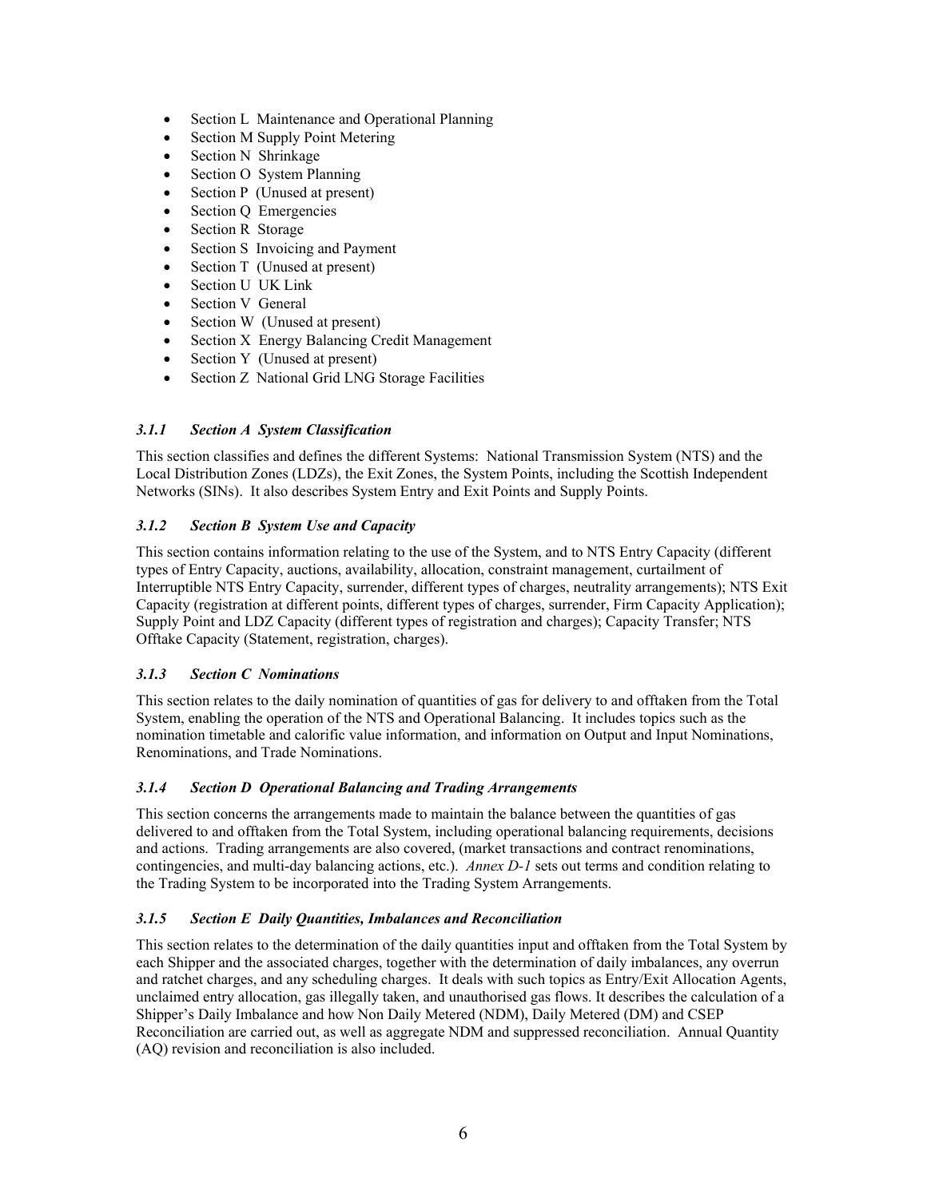- Section L  Maintenance and Operational Planning
- Section M Supply Point Metering
- Section N  Shrinkage
- Section O  System Planning
- Section P  (Unused at present)
- Section Q  Emergencies
- Section R  Storage
- Section S  Invoicing and Payment
- Section T  (Unused at present)
- Section U  UK Link
- Section V  General
- Section W  (Unused at present)
- Section X  Energy Balancing Credit Management
- Section Y  (Unused at present)
- Section Z  National Grid LNG Storage Facilities

### *3.1.1 Section A System Classification*

This section classifies and defines the different Systems: National Transmission System (NTS) and the Local Distribution Zones (LDZs), the Exit Zones, the System Points, including the Scottish Independent Networks (SINs). It also describes System Entry and Exit Points and Supply Points.

### *3.1.2 Section B System Use and Capacity*

This section contains information relating to the use of the System, and to NTS Entry Capacity (different types of Entry Capacity, auctions, availability, allocation, constraint management, curtailment of Interruptible NTS Entry Capacity, surrender, different types of charges, neutrality arrangements); NTS Exit Capacity (registration at different points, different types of charges, surrender, Firm Capacity Application); Supply Point and LDZ Capacity (different types of registration and charges); Capacity Transfer; NTS Offtake Capacity (Statement, registration, charges).

### *3.1.3 Section C Nominations*

This section relates to the daily nomination of quantities of gas for delivery to and offtaken from the Total System, enabling the operation of the NTS and Operational Balancing. It includes topics such as the nomination timetable and calorific value information, and information on Output and Input Nominations, Renominations, and Trade Nominations.

### *3.1.4 Section D Operational Balancing and Trading Arrangements*

This section concerns the arrangements made to maintain the balance between the quantities of gas delivered to and offtaken from the Total System, including operational balancing requirements, decisions and actions. Trading arrangements are also covered, (market transactions and contract renominations, contingencies, and multi-day balancing actions, etc.). *Annex D-1* sets out terms and condition relating to the Trading System to be incorporated into the Trading System Arrangements.

### *3.1.5 Section E Daily Quantities, Imbalances and Reconciliation*

This section relates to the determination of the daily quantities input and offtaken from the Total System by each Shipper and the associated charges, together with the determination of daily imbalances, any overrun and ratchet charges, and any scheduling charges. It deals with such topics as Entry/Exit Allocation Agents, unclaimed entry allocation, gas illegally taken, and unauthorised gas flows. It describes the calculation of a Shipper's Daily Imbalance and how Non Daily Metered (NDM), Daily Metered (DM) and CSEP Reconciliation are carried out, as well as aggregate NDM and suppressed reconciliation. Annual Quantity (AQ) revision and reconciliation is also included.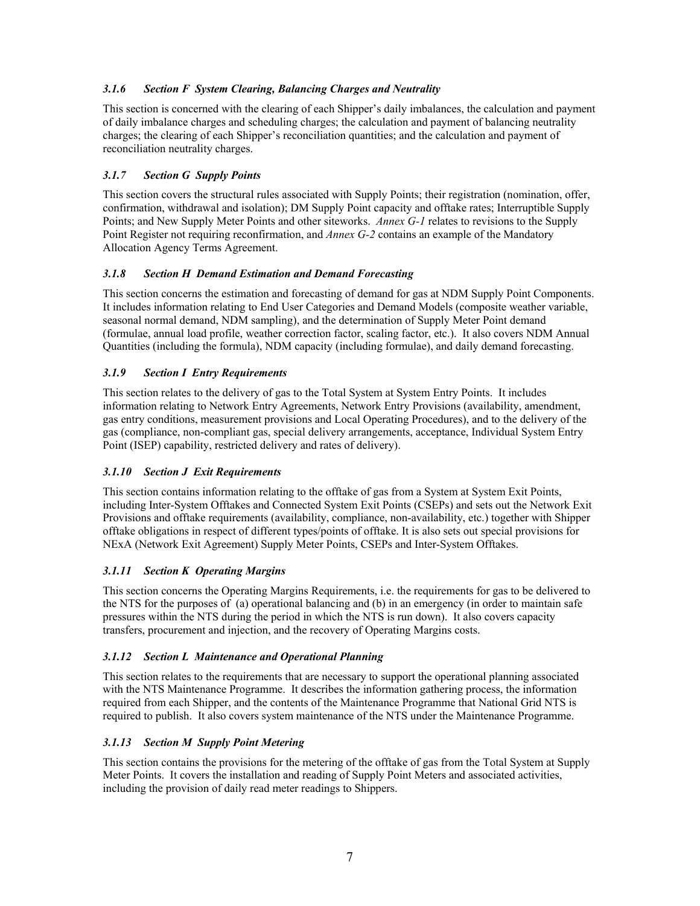### *3.1.6 Section F System Clearing, Balancing Charges and Neutrality*

This section is concerned with the clearing of each Shipper's daily imbalances, the calculation and payment of daily imbalance charges and scheduling charges; the calculation and payment of balancing neutrality charges; the clearing of each Shipper's reconciliation quantities; and the calculation and payment of reconciliation neutrality charges.

### *3.1.7 Section G Supply Points*

This section covers the structural rules associated with Supply Points; their registration (nomination, offer, confirmation, withdrawal and isolation); DM Supply Point capacity and offtake rates; Interruptible Supply Points; and New Supply Meter Points and other siteworks. *Annex G-1* relates to revisions to the Supply Point Register not requiring reconfirmation, and *Annex G-2* contains an example of the Mandatory Allocation Agency Terms Agreement.

### *3.1.8 Section H Demand Estimation and Demand Forecasting*

This section concerns the estimation and forecasting of demand for gas at NDM Supply Point Components. It includes information relating to End User Categories and Demand Models (composite weather variable, seasonal normal demand, NDM sampling), and the determination of Supply Meter Point demand (formulae, annual load profile, weather correction factor, scaling factor, etc.). It also covers NDM Annual Quantities (including the formula), NDM capacity (including formulae), and daily demand forecasting.

### *3.1.9 Section I Entry Requirements*

This section relates to the delivery of gas to the Total System at System Entry Points. It includes information relating to Network Entry Agreements, Network Entry Provisions (availability, amendment, gas entry conditions, measurement provisions and Local Operating Procedures), and to the delivery of the gas (compliance, non-compliant gas, special delivery arrangements, acceptance, Individual System Entry Point (ISEP) capability, restricted delivery and rates of delivery).

### *3.1.10 Section J Exit Requirements*

This section contains information relating to the offtake of gas from a System at System Exit Points, including Inter-System Offtakes and Connected System Exit Points (CSEPs) and sets out the Network Exit Provisions and offtake requirements (availability, compliance, non-availability, etc.) together with Shipper offtake obligations in respect of different types/points of offtake. It is also sets out special provisions for NExA (Network Exit Agreement) Supply Meter Points, CSEPs and Inter-System Offtakes.

### *3.1.11 Section K Operating Margins*

This section concerns the Operating Margins Requirements, i.e. the requirements for gas to be delivered to the NTS for the purposes of (a) operational balancing and (b) in an emergency (in order to maintain safe pressures within the NTS during the period in which the NTS is run down). It also covers capacity transfers, procurement and injection, and the recovery of Operating Margins costs.

### *3.1.12 Section L Maintenance and Operational Planning*

This section relates to the requirements that are necessary to support the operational planning associated with the NTS Maintenance Programme. It describes the information gathering process, the information required from each Shipper, and the contents of the Maintenance Programme that National Grid NTS is required to publish. It also covers system maintenance of the NTS under the Maintenance Programme.

### *3.1.13 Section M Supply Point Metering*

This section contains the provisions for the metering of the offtake of gas from the Total System at Supply Meter Points. It covers the installation and reading of Supply Point Meters and associated activities, including the provision of daily read meter readings to Shippers.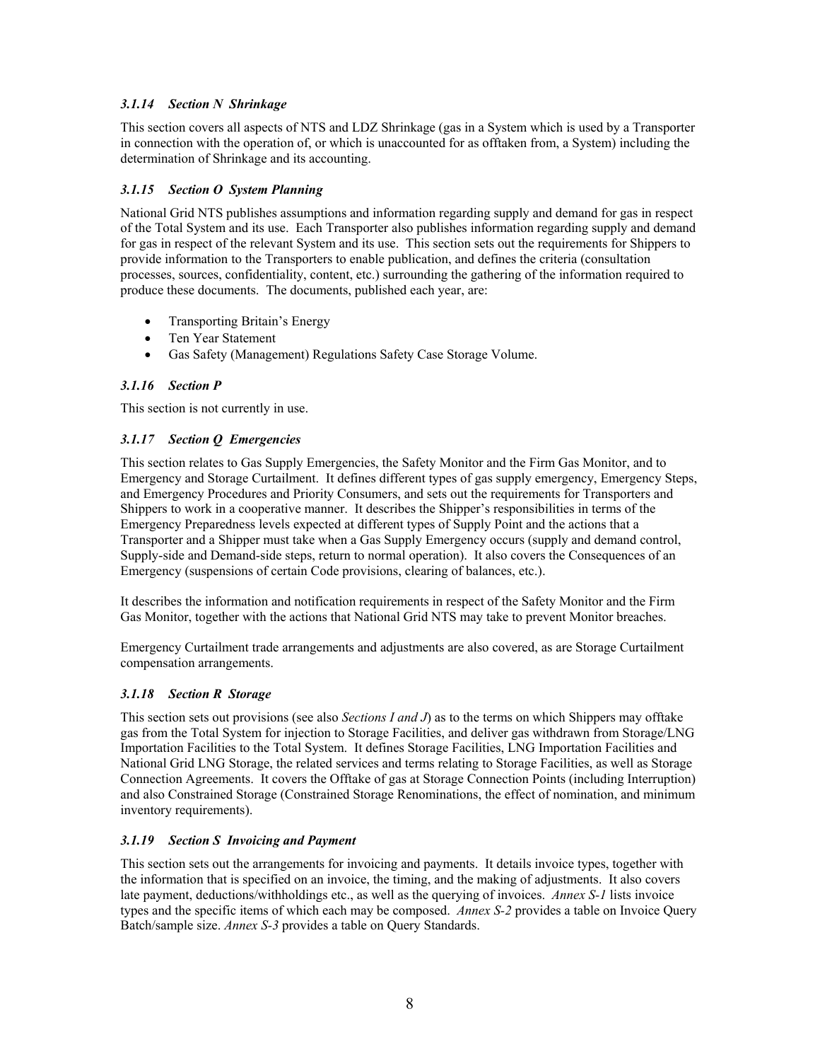### *3.1.14 Section N Shrinkage*

This section covers all aspects of NTS and LDZ Shrinkage (gas in a System which is used by a Transporter in connection with the operation of, or which is unaccounted for as offtaken from, a System) including the determination of Shrinkage and its accounting.

### *3.1.15 Section O System Planning*

National Grid NTS publishes assumptions and information regarding supply and demand for gas in respect of the Total System and its use. Each Transporter also publishes information regarding supply and demand for gas in respect of the relevant System and its use. This section sets out the requirements for Shippers to provide information to the Transporters to enable publication, and defines the criteria (consultation processes, sources, confidentiality, content, etc.) surrounding the gathering of the information required to produce these documents. The documents, published each year, are:

- Transporting Britain's Energy
- Ten Year Statement
- Gas Safety (Management) Regulations Safety Case Storage Volume.

### *3.1.16 Section P*

This section is not currently in use.

### *3.1.17 Section Q Emergencies*

This section relates to Gas Supply Emergencies, the Safety Monitor and the Firm Gas Monitor, and to Emergency and Storage Curtailment. It defines different types of gas supply emergency, Emergency Steps, and Emergency Procedures and Priority Consumers, and sets out the requirements for Transporters and Shippers to work in a cooperative manner. It describes the Shipper's responsibilities in terms of the Emergency Preparedness levels expected at different types of Supply Point and the actions that a Transporter and a Shipper must take when a Gas Supply Emergency occurs (supply and demand control, Supply-side and Demand-side steps, return to normal operation). It also covers the Consequences of an Emergency (suspensions of certain Code provisions, clearing of balances, etc.).

It describes the information and notification requirements in respect of the Safety Monitor and the Firm Gas Monitor, together with the actions that National Grid NTS may take to prevent Monitor breaches.

Emergency Curtailment trade arrangements and adjustments are also covered, as are Storage Curtailment compensation arrangements.

### *3.1.18 Section R Storage*

This section sets out provisions (see also *Sections I and J*) as to the terms on which Shippers may offtake gas from the Total System for injection to Storage Facilities, and deliver gas withdrawn from Storage/LNG Importation Facilities to the Total System. It defines Storage Facilities, LNG Importation Facilities and National Grid LNG Storage, the related services and terms relating to Storage Facilities, as well as Storage Connection Agreements. It covers the Offtake of gas at Storage Connection Points (including Interruption) and also Constrained Storage (Constrained Storage Renominations, the effect of nomination, and minimum inventory requirements).

### *3.1.19 Section S Invoicing and Payment*

This section sets out the arrangements for invoicing and payments. It details invoice types, together with the information that is specified on an invoice, the timing, and the making of adjustments. It also covers late payment, deductions/withholdings etc., as well as the querying of invoices. *Annex S-1* lists invoice types and the specific items of which each may be composed. *Annex S-2* provides a table on Invoice Query Batch/sample size. *Annex S-3* provides a table on Query Standards.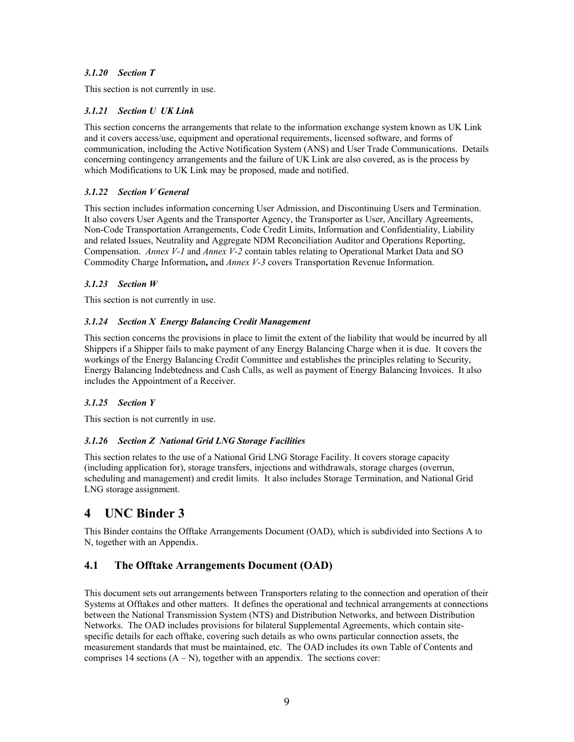#### *3.1.20 Section T*

This section is not currently in use.

#### *3.1.21 Section U UK Link*

This section concerns the arrangements that relate to the information exchange system known as UK Link and it covers access/use, equipment and operational requirements, licensed software, and forms of communication, including the Active Notification System (ANS) and User Trade Communications. Details concerning contingency arrangements and the failure of UK Link are also covered, as is the process by which Modifications to UK Link may be proposed, made and notified.

#### *3.1.22 Section V General*

This section includes information concerning User Admission, and Discontinuing Users and Termination. It also covers User Agents and the Transporter Agency, the Transporter as User, Ancillary Agreements, Non-Code Transportation Arrangements, Code Credit Limits, Information and Confidentiality, Liability and related Issues, Neutrality and Aggregate NDM Reconciliation Auditor and Operations Reporting, Compensation. *Annex V-1* and *Annex V-2* contain tables relating to Operational Market Data and SO Commodity Charge Information**,** and *Annex V-3* covers Transportation Revenue Information.

#### *3.1.23 Section W*

This section is not currently in use.

#### *3.1.24 Section X Energy Balancing Credit Management*

This section concerns the provisions in place to limit the extent of the liability that would be incurred by all Shippers if a Shipper fails to make payment of any Energy Balancing Charge when it is due. It covers the workings of the Energy Balancing Credit Committee and establishes the principles relating to Security, Energy Balancing Indebtedness and Cash Calls, as well as payment of Energy Balancing Invoices. It also includes the Appointment of a Receiver.

#### *3.1.25 Section Y*

This section is not currently in use.

#### *3.1.26 Section Z National Grid LNG Storage Facilities*

This section relates to the use of a National Grid LNG Storage Facility. It covers storage capacity (including application for), storage transfers, injections and withdrawals, storage charges (overrun, scheduling and management) and credit limits. It also includes Storage Termination, and National Grid LNG storage assignment.

# 4 UNC Binder 3

This Binder contains the Offtake Arrangements Document (OAD), which is subdivided into Sections A to N, together with an Appendix.

## 4.1 The Offtake Arrangements Document (OAD)

This document sets out arrangements between Transporters relating to the connection and operation of their Systems at Offtakes and other matters. It defines the operational and technical arrangements at connections between the National Transmission System (NTS) and Distribution Networks, and between Distribution Networks. The OAD includes provisions for bilateral Supplemental Agreements, which contain site-specific details for each offtake, covering such details as who owns particular connection assets, the measurement standards that must be maintained, etc. The OAD includes its own Table of Contents and comprises 14 sections (A – N), together with an appendix. The sections cover: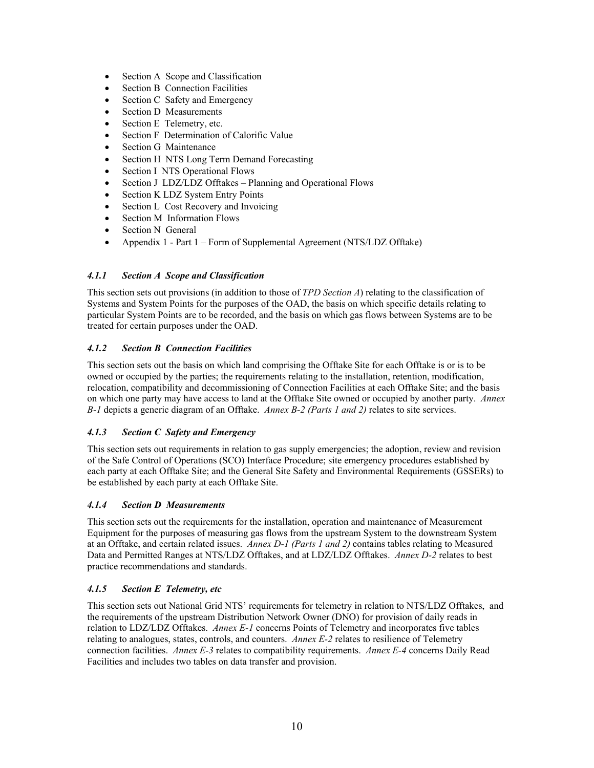- Section A  Scope and Classification
- Section B  Connection Facilities
- Section C  Safety and Emergency
- Section D  Measurements
- Section E  Telemetry, etc.
- Section F  Determination of Calorific Value
- Section G  Maintenance
- Section H  NTS Long Term Demand Forecasting
- Section I  NTS Operational Flows
- Section J  LDZ/LDZ Offtakes – Planning and Operational Flows
- Section K LDZ System Entry Points
- Section L  Cost Recovery and Invoicing
- Section M  Information Flows
- Section N  General
- Appendix 1 - Part 1 – Form of Supplemental Agreement (NTS/LDZ Offtake)

#### *4.1.1 Section A  Scope and Classification*

This section sets out provisions (in addition to those of *TPD Section A*) relating to the classification of Systems and System Points for the purposes of the OAD, the basis on which specific details relating to particular System Points are to be recorded, and the basis on which gas flows between Systems are to be treated for certain purposes under the OAD.

#### *4.1.2 Section B  Connection Facilities*

This section sets out the basis on which land comprising the Offtake Site for each Offtake is or is to be owned or occupied by the parties; the requirements relating to the installation, retention, modification, relocation, compatibility and decommissioning of Connection Facilities at each Offtake Site; and the basis on which one party may have access to land at the Offtake Site owned or occupied by another party. *Annex B-1* depicts a generic diagram of an Offtake. *Annex B-2 (Parts 1 and 2)* relates to site services.

#### *4.1.3 Section C  Safety and Emergency*

This section sets out requirements in relation to gas supply emergencies; the adoption, review and revision of the Safe Control of Operations (SCO) Interface Procedure; site emergency procedures established by each party at each Offtake Site; and the General Site Safety and Environmental Requirements (GSSERs) to be established by each party at each Offtake Site.

#### *4.1.4 Section D  Measurements*

This section sets out the requirements for the installation, operation and maintenance of Measurement Equipment for the purposes of measuring gas flows from the upstream System to the downstream System at an Offtake, and certain related issues. *Annex D-1 (Parts 1 and 2)* contains tables relating to Measured Data and Permitted Ranges at NTS/LDZ Offtakes, and at LDZ/LDZ Offtakes. *Annex D-2* relates to best practice recommendations and standards.

#### *4.1.5 Section E  Telemetry, etc*

This section sets out National Grid NTS' requirements for telemetry in relation to NTS/LDZ Offtakes, and the requirements of the upstream Distribution Network Owner (DNO) for provision of daily reads in relation to LDZ/LDZ Offtakes. *Annex E-1* concerns Points of Telemetry and incorporates five tables relating to analogues, states, controls, and counters. *Annex E-2* relates to resilience of Telemetry connection facilities. *Annex E-3* relates to compatibility requirements. *Annex E-4* concerns Daily Read Facilities and includes two tables on data transfer and provision.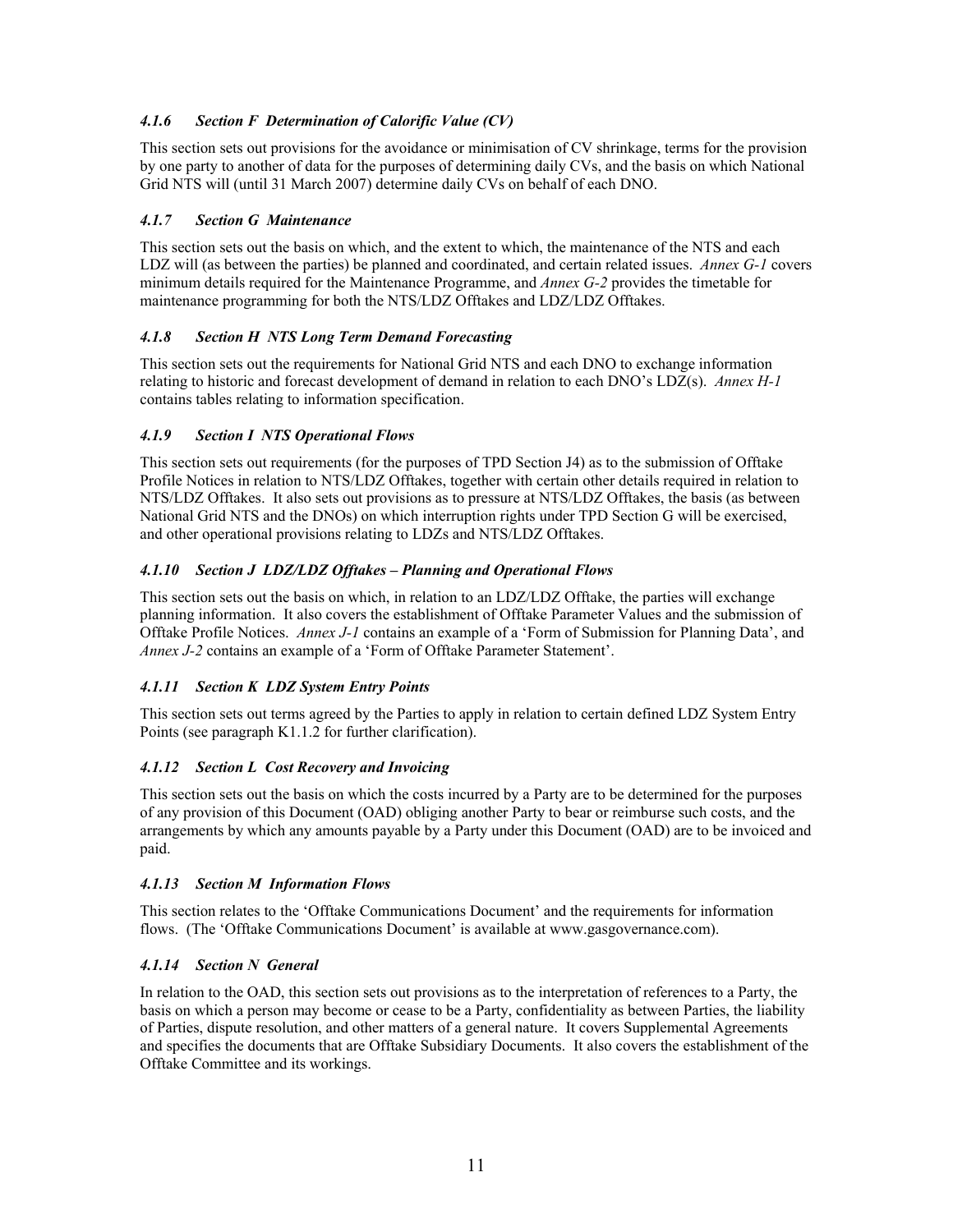#### *4.1.6 Section F Determination of Calorific Value (CV)*

This section sets out provisions for the avoidance or minimisation of CV shrinkage, terms for the provision by one party to another of data for the purposes of determining daily CVs, and the basis on which National Grid NTS will (until 31 March 2007) determine daily CVs on behalf of each DNO.

#### *4.1.7 Section G Maintenance*

This section sets out the basis on which, and the extent to which, the maintenance of the NTS and each LDZ will (as between the parties) be planned and coordinated, and certain related issues. *Annex G-1* covers minimum details required for the Maintenance Programme, and *Annex G-2* provides the timetable for maintenance programming for both the NTS/LDZ Offtakes and LDZ/LDZ Offtakes.

#### *4.1.8 Section H NTS Long Term Demand Forecasting*

This section sets out the requirements for National Grid NTS and each DNO to exchange information relating to historic and forecast development of demand in relation to each DNO's LDZ(s). *Annex H-1* contains tables relating to information specification.

#### *4.1.9 Section I NTS Operational Flows*

This section sets out requirements (for the purposes of TPD Section J4) as to the submission of Offtake Profile Notices in relation to NTS/LDZ Offtakes, together with certain other details required in relation to NTS/LDZ Offtakes. It also sets out provisions as to pressure at NTS/LDZ Offtakes, the basis (as between National Grid NTS and the DNOs) on which interruption rights under TPD Section G will be exercised, and other operational provisions relating to LDZs and NTS/LDZ Offtakes.

#### *4.1.10 Section J LDZ/LDZ Offtakes – Planning and Operational Flows*

This section sets out the basis on which, in relation to an LDZ/LDZ Offtake, the parties will exchange planning information. It also covers the establishment of Offtake Parameter Values and the submission of Offtake Profile Notices. *Annex J-1* contains an example of a 'Form of Submission for Planning Data', and *Annex J-2* contains an example of a 'Form of Offtake Parameter Statement'.

#### *4.1.11 Section K LDZ System Entry Points*

This section sets out terms agreed by the Parties to apply in relation to certain defined LDZ System Entry Points (see paragraph K1.1.2 for further clarification).

#### *4.1.12 Section L Cost Recovery and Invoicing*

This section sets out the basis on which the costs incurred by a Party are to be determined for the purposes of any provision of this Document (OAD) obliging another Party to bear or reimburse such costs, and the arrangements by which any amounts payable by a Party under this Document (OAD) are to be invoiced and paid.

#### *4.1.13 Section M Information Flows*

This section relates to the 'Offtake Communications Document' and the requirements for information flows. (The 'Offtake Communications Document' is available at www.gasgovernance.com).

#### *4.1.14 Section N General*

In relation to the OAD, this section sets out provisions as to the interpretation of references to a Party, the basis on which a person may become or cease to be a Party, confidentiality as between Parties, the liability of Parties, dispute resolution, and other matters of a general nature. It covers Supplemental Agreements and specifies the documents that are Offtake Subsidiary Documents. It also covers the establishment of the Offtake Committee and its workings.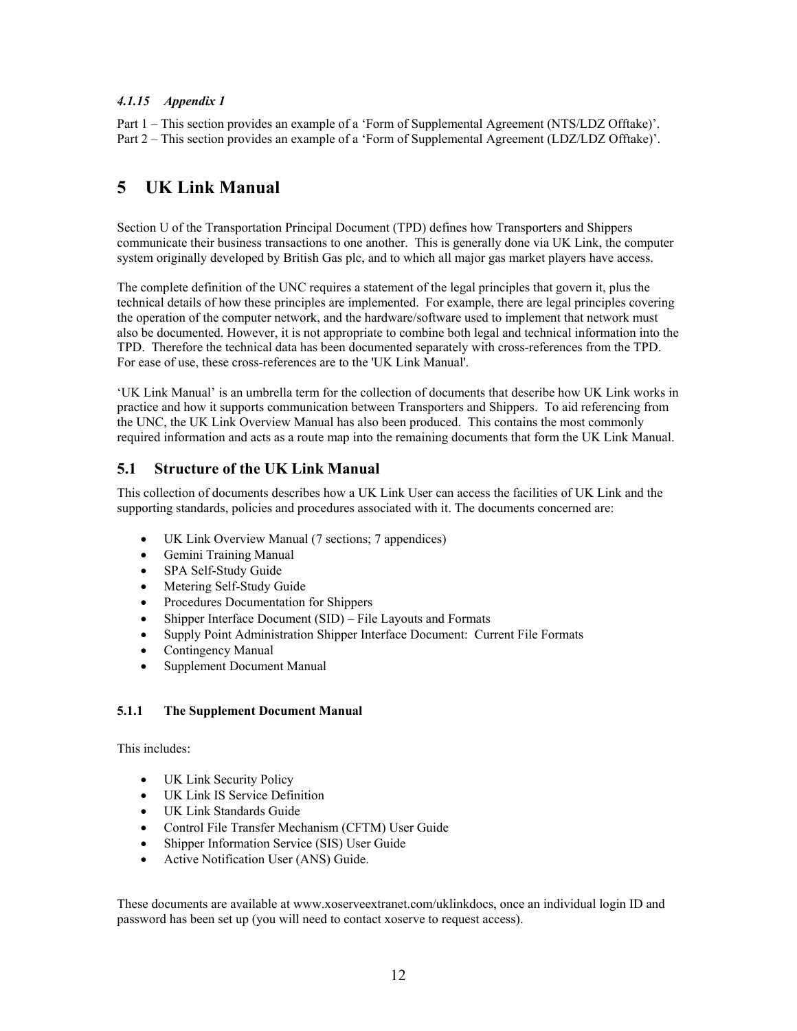#### *4.1.15 Appendix 1*

Part 1 – This section provides an example of a 'Form of Supplemental Agreement (NTS/LDZ Offtake)'.
Part 2 – This section provides an example of a 'Form of Supplemental Agreement (LDZ/LDZ Offtake)'.

# 5 UK Link Manual

Section U of the Transportation Principal Document (TPD) defines how Transporters and Shippers communicate their business transactions to one another. This is generally done via UK Link, the computer system originally developed by British Gas plc, and to which all major gas market players have access.

The complete definition of the UNC requires a statement of the legal principles that govern it, plus the technical details of how these principles are implemented. For example, there are legal principles covering the operation of the computer network, and the hardware/software used to implement that network must also be documented. However, it is not appropriate to combine both legal and technical information into the TPD. Therefore the technical data has been documented separately with cross-references from the TPD. For ease of use, these cross-references are to the 'UK Link Manual'.

'UK Link Manual' is an umbrella term for the collection of documents that describe how UK Link works in practice and how it supports communication between Transporters and Shippers. To aid referencing from the UNC, the UK Link Overview Manual has also been produced. This contains the most commonly required information and acts as a route map into the remaining documents that form the UK Link Manual.

## 5.1 Structure of the UK Link Manual

This collection of documents describes how a UK Link User can access the facilities of UK Link and the supporting standards, policies and procedures associated with it. The documents concerned are:

- UK Link Overview Manual (7 sections; 7 appendices)
- Gemini Training Manual
- SPA Self-Study Guide
- Metering Self-Study Guide
- Procedures Documentation for Shippers
- Shipper Interface Document (SID) – File Layouts and Formats
- Supply Point Administration Shipper Interface Document: Current File Formats
- Contingency Manual
- Supplement Document Manual

### 5.1.1 The Supplement Document Manual

This includes:

- UK Link Security Policy
- UK Link IS Service Definition
- UK Link Standards Guide
- Control File Transfer Mechanism (CFTM) User Guide
- Shipper Information Service (SIS) User Guide
- Active Notification User (ANS) Guide.

These documents are available at www.xoserveextranet.com/uklinkdocs, once an individual login ID and password has been set up (you will need to contact xoserve to request access).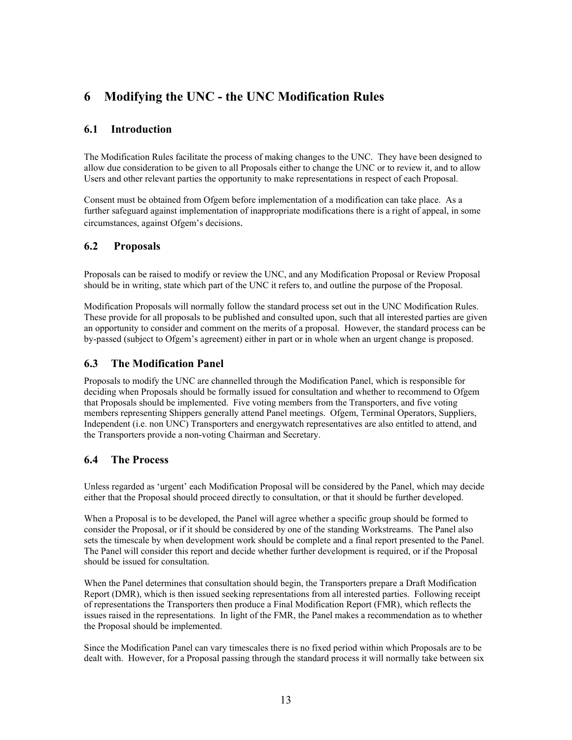# 6 Modifying the UNC - the UNC Modification Rules

## 6.1 Introduction

The Modification Rules facilitate the process of making changes to the UNC. They have been designed to allow due consideration to be given to all Proposals either to change the UNC or to review it, and to allow Users and other relevant parties the opportunity to make representations in respect of each Proposal.

Consent must be obtained from Ofgem before implementation of a modification can take place. As a further safeguard against implementation of inappropriate modifications there is a right of appeal, in some circumstances, against Ofgem's decisions.

## 6.2 Proposals

Proposals can be raised to modify or review the UNC, and any Modification Proposal or Review Proposal should be in writing, state which part of the UNC it refers to, and outline the purpose of the Proposal.

Modification Proposals will normally follow the standard process set out in the UNC Modification Rules. These provide for all proposals to be published and consulted upon, such that all interested parties are given an opportunity to consider and comment on the merits of a proposal. However, the standard process can be by-passed (subject to Ofgem's agreement) either in part or in whole when an urgent change is proposed.

## 6.3 The Modification Panel

Proposals to modify the UNC are channelled through the Modification Panel, which is responsible for deciding when Proposals should be formally issued for consultation and whether to recommend to Ofgem that Proposals should be implemented. Five voting members from the Transporters, and five voting members representing Shippers generally attend Panel meetings. Ofgem, Terminal Operators, Suppliers, Independent (i.e. non UNC) Transporters and energywatch representatives are also entitled to attend, and the Transporters provide a non-voting Chairman and Secretary.

## 6.4 The Process

Unless regarded as 'urgent' each Modification Proposal will be considered by the Panel, which may decide either that the Proposal should proceed directly to consultation, or that it should be further developed.

When a Proposal is to be developed, the Panel will agree whether a specific group should be formed to consider the Proposal, or if it should be considered by one of the standing Workstreams. The Panel also sets the timescale by when development work should be complete and a final report presented to the Panel. The Panel will consider this report and decide whether further development is required, or if the Proposal should be issued for consultation.

When the Panel determines that consultation should begin, the Transporters prepare a Draft Modification Report (DMR), which is then issued seeking representations from all interested parties. Following receipt of representations the Transporters then produce a Final Modification Report (FMR), which reflects the issues raised in the representations. In light of the FMR, the Panel makes a recommendation as to whether the Proposal should be implemented.

Since the Modification Panel can vary timescales there is no fixed period within which Proposals are to be dealt with. However, for a Proposal passing through the standard process it will normally take between six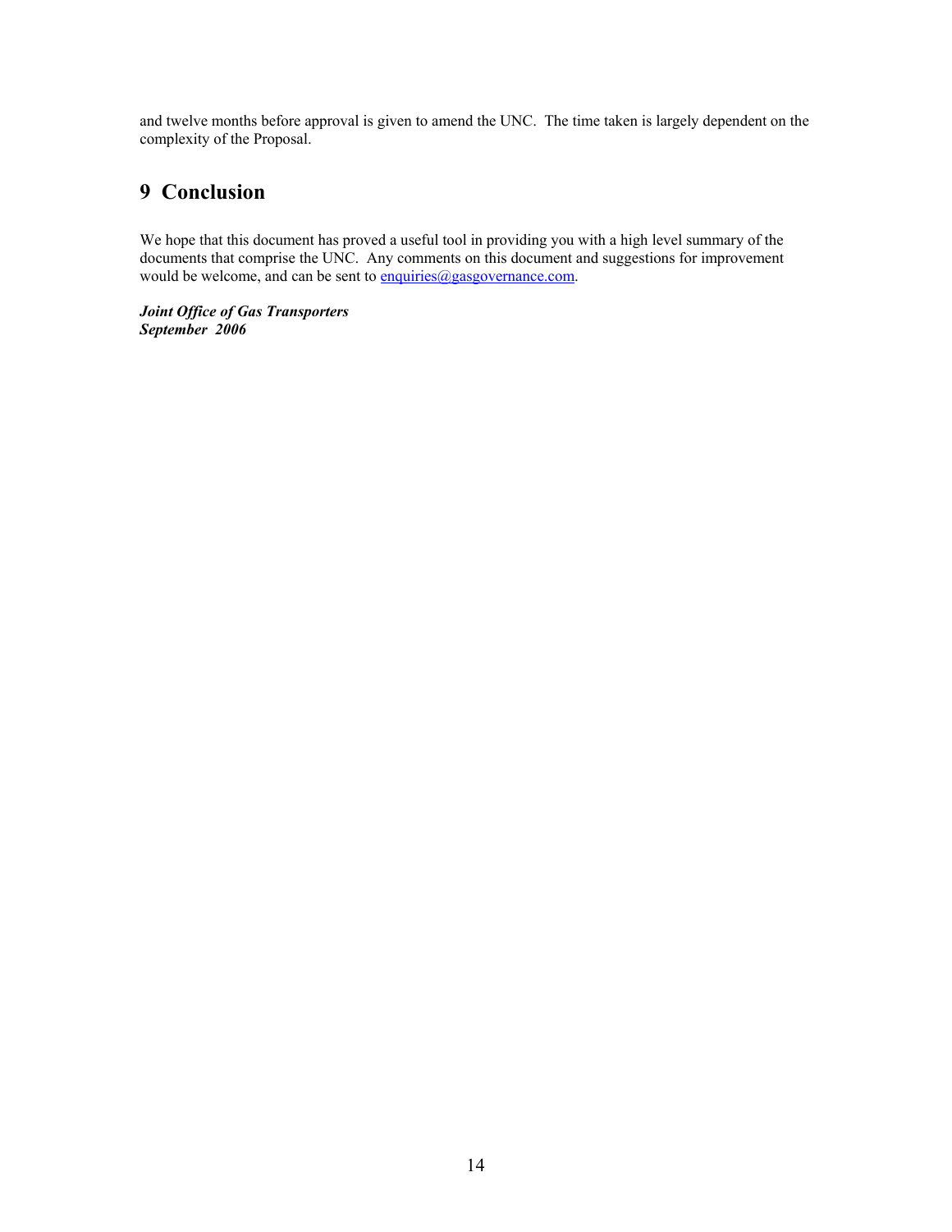and twelve months before approval is given to amend the UNC. The time taken is largely dependent on the complexity of the Proposal.

## 9 Conclusion

We hope that this document has proved a useful tool in providing you with a high level summary of the documents that comprise the UNC. Any comments on this document and suggestions for improvement would be welcome, and can be sent to enquiries@gasgovernance.com.

***Joint Office of Gas Transporters***
***September 2006***